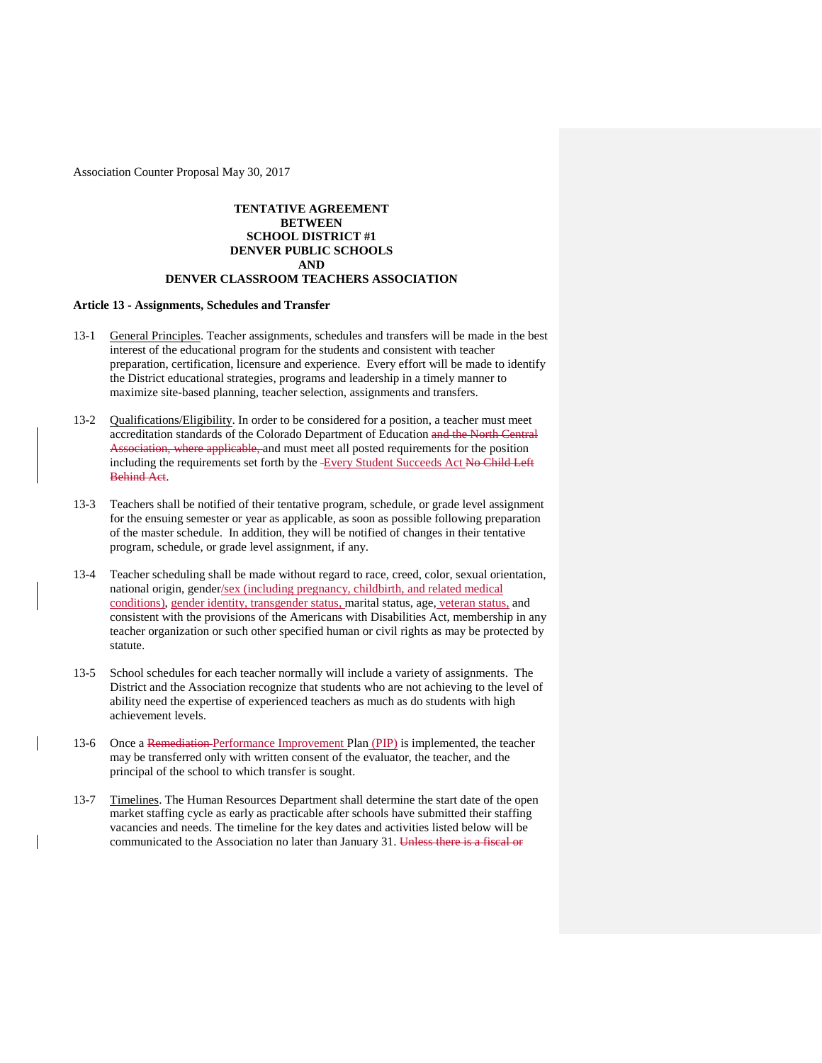Association Counter Proposal May 30, 2017

**TENTATIVE AGREEMENT**
**BETWEEN**
**SCHOOL DISTRICT #1**
**DENVER PUBLIC SCHOOLS**
**AND**
**DENVER CLASSROOM TEACHERS ASSOCIATION**

**Article 13 - Assignments, Schedules and Transfer**

13-1 General Principles. Teacher assignments, schedules and transfers will be made in the best interest of the educational program for the students and consistent with teacher preparation, certification, licensure and experience. Every effort will be made to identify the District educational strategies, programs and leadership in a timely manner to maximize site-based planning, teacher selection, assignments and transfers.

13-2 Qualifications/Eligibility. In order to be considered for a position, a teacher must meet accreditation standards of the Colorado Department of Education ~~and the North Central Association, where applicable,~~ and must meet all posted requirements for the position including the requirements set forth by the Every Student Succeeds Act ~~No Child Left Behind Act~~.

13-3 Teachers shall be notified of their tentative program, schedule, or grade level assignment for the ensuing semester or year as applicable, as soon as possible following preparation of the master schedule. In addition, they will be notified of changes in their tentative program, schedule, or grade level assignment, if any.

13-4 Teacher scheduling shall be made without regard to race, creed, color, sexual orientation, national origin, gender/sex (including pregnancy, childbirth, and related medical conditions), gender identity, transgender status, marital status, age, veteran status, and consistent with the provisions of the Americans with Disabilities Act, membership in any teacher organization or such other specified human or civil rights as may be protected by statute.

13-5 School schedules for each teacher normally will include a variety of assignments. The District and the Association recognize that students who are not achieving to the level of ability need the expertise of experienced teachers as much as do students with high achievement levels.

13-6 Once a ~~Remediation~~ Performance Improvement Plan (PIP) is implemented, the teacher may be transferred only with written consent of the evaluator, the teacher, and the principal of the school to which transfer is sought.

13-7 Timelines. The Human Resources Department shall determine the start date of the open market staffing cycle as early as practicable after schools have submitted their staffing vacancies and needs. The timeline for the key dates and activities listed below will be communicated to the Association no later than January 31. ~~Unless there is a fiscal or~~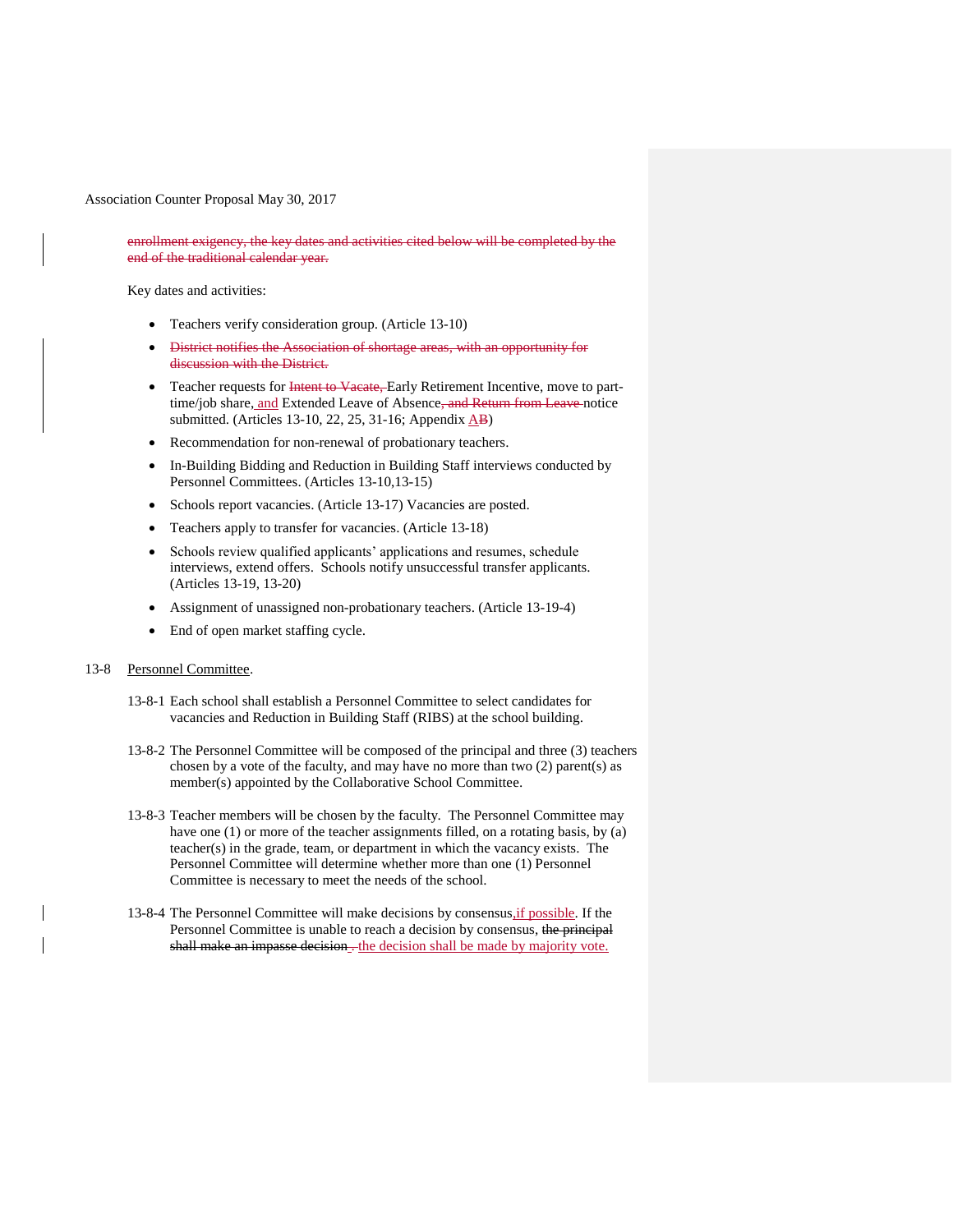~~enrollment exigency, the key dates and activities cited below will be completed by the end of the traditional calendar year.~~

Key dates and activities:

- Teachers verify consideration group. (Article 13-10)
- ~~District notifies the Association of shortage areas, with an opportunity for discussion with the District.~~
- Teacher requests for ~~Intent to Vacate,~~ Early Retirement Incentive, move to part-time/job share, and Extended Leave of Absence~~, and Return from Leave~~ notice submitted. (Articles 13-10, 22, 25, 31-16; Appendix A~~B~~)
- Recommendation for non-renewal of probationary teachers.
- In-Building Bidding and Reduction in Building Staff interviews conducted by Personnel Committees. (Articles 13-10,13-15)
- Schools report vacancies. (Article 13-17) Vacancies are posted.
- Teachers apply to transfer for vacancies. (Article 13-18)
- Schools review qualified applicants' applications and resumes, schedule interviews, extend offers. Schools notify unsuccessful transfer applicants. (Articles 13-19, 13-20)
- Assignment of unassigned non-probationary teachers. (Article 13-19-4)
- End of open market staffing cycle.

13-8 Personnel Committee.

13-8-1 Each school shall establish a Personnel Committee to select candidates for vacancies and Reduction in Building Staff (RIBS) at the school building.

13-8-2 The Personnel Committee will be composed of the principal and three (3) teachers chosen by a vote of the faculty, and may have no more than two (2) parent(s) as member(s) appointed by the Collaborative School Committee.

13-8-3 Teacher members will be chosen by the faculty. The Personnel Committee may have one (1) or more of the teacher assignments filled, on a rotating basis, by (a) teacher(s) in the grade, team, or department in which the vacancy exists. The Personnel Committee will determine whether more than one (1) Personnel Committee is necessary to meet the needs of the school.

13-8-4 The Personnel Committee will make decisions by consensus, if possible. If the Personnel Committee is unable to reach a decision by consensus, ~~the principal shall make an impasse decision.~~ the decision shall be made by majority vote.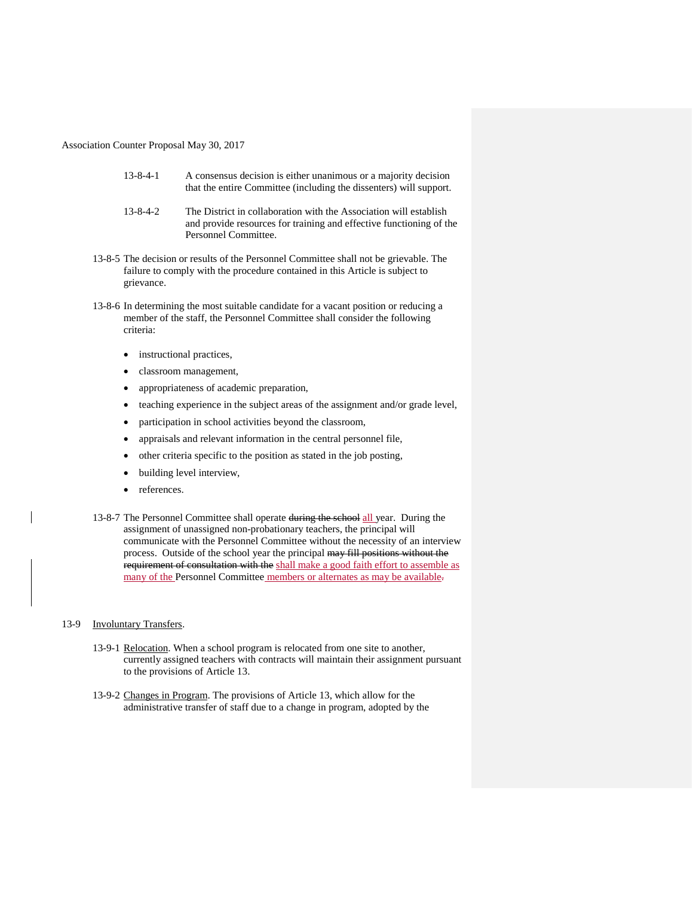Association Counter Proposal May 30, 2017

13-8-4-1 A consensus decision is either unanimous or a majority decision that the entire Committee (including the dissenters) will support.

13-8-4-2 The District in collaboration with the Association will establish and provide resources for training and effective functioning of the Personnel Committee.

13-8-5 The decision or results of the Personnel Committee shall not be grievable. The failure to comply with the procedure contained in this Article is subject to grievance.

13-8-6 In determining the most suitable candidate for a vacant position or reducing a member of the staff, the Personnel Committee shall consider the following criteria:

- instructional practices,
- classroom management,
- appropriateness of academic preparation,
- teaching experience in the subject areas of the assignment and/or grade level,
- participation in school activities beyond the classroom,
- appraisals and relevant information in the central personnel file,
- other criteria specific to the position as stated in the job posting,
- building level interview,
- references.

13-8-7 The Personnel Committee shall operate ~~during the school~~ all year. During the assignment of unassigned non-probationary teachers, the principal will communicate with the Personnel Committee without the necessity of an interview process. Outside of the school year the principal ~~may fill positions without the requirement of consultation with the~~ shall make a good faith effort to assemble as many of the Personnel Committee members or alternates as may be available~~.~~

13-9 Involuntary Transfers.

13-9-1 Relocation. When a school program is relocated from one site to another, currently assigned teachers with contracts will maintain their assignment pursuant to the provisions of Article 13.

13-9-2 Changes in Program. The provisions of Article 13, which allow for the administrative transfer of staff due to a change in program, adopted by the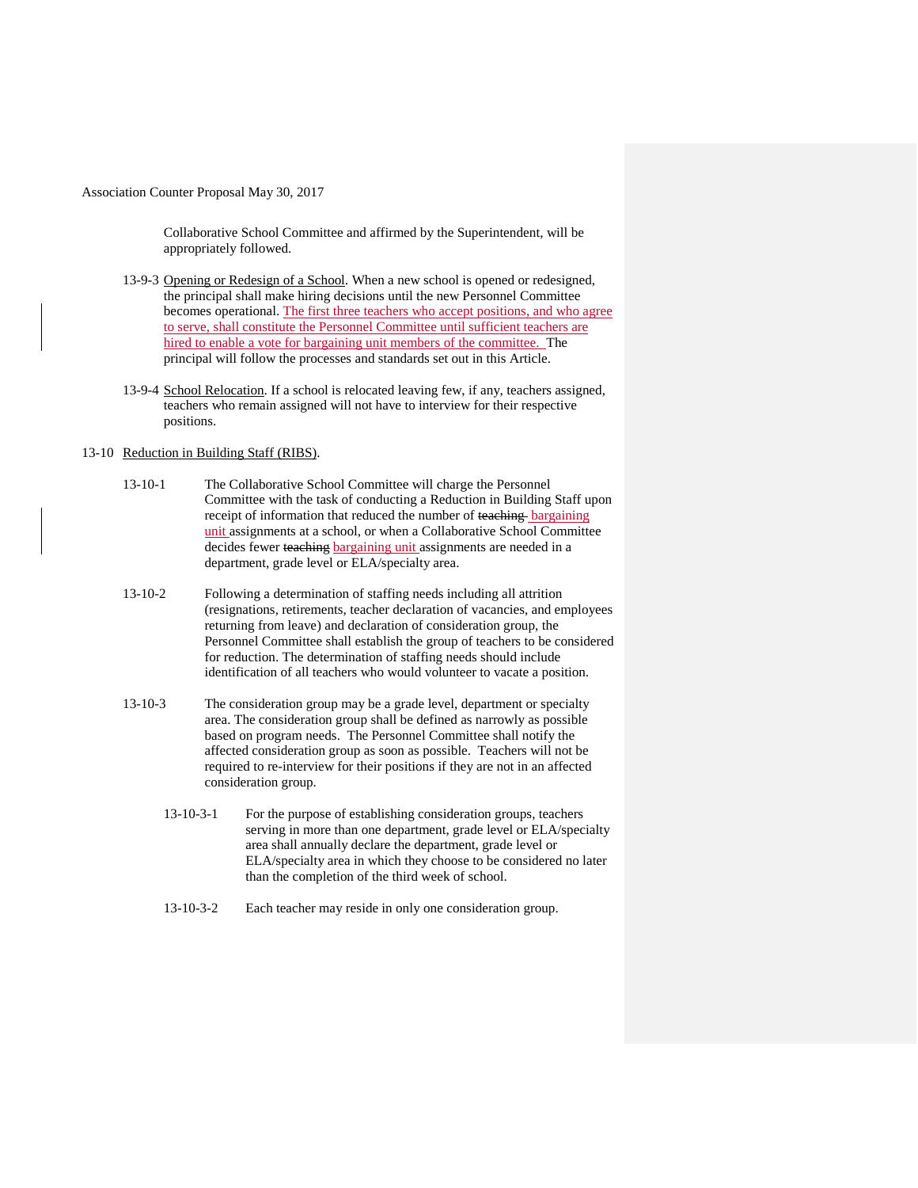Collaborative School Committee and affirmed by the Superintendent, will be appropriately followed.

13-9-3 Opening or Redesign of a School. When a new school is opened or redesigned, the principal shall make hiring decisions until the new Personnel Committee becomes operational. The first three teachers who accept positions, and who agree to serve, shall constitute the Personnel Committee until sufficient teachers are hired to enable a vote for bargaining unit members of the committee. The principal will follow the processes and standards set out in this Article.

13-9-4 School Relocation. If a school is relocated leaving few, if any, teachers assigned, teachers who remain assigned will not have to interview for their respective positions.

13-10 Reduction in Building Staff (RIBS).

13-10-1 The Collaborative School Committee will charge the Personnel Committee with the task of conducting a Reduction in Building Staff upon receipt of information that reduced the number of ~~teaching~~ bargaining unit assignments at a school, or when a Collaborative School Committee decides fewer ~~teaching~~ bargaining unit assignments are needed in a department, grade level or ELA/specialty area.

13-10-2 Following a determination of staffing needs including all attrition (resignations, retirements, teacher declaration of vacancies, and employees returning from leave) and declaration of consideration group, the Personnel Committee shall establish the group of teachers to be considered for reduction. The determination of staffing needs should include identification of all teachers who would volunteer to vacate a position.

13-10-3 The consideration group may be a grade level, department or specialty area. The consideration group shall be defined as narrowly as possible based on program needs. The Personnel Committee shall notify the affected consideration group as soon as possible. Teachers will not be required to re-interview for their positions if they are not in an affected consideration group.

13-10-3-1 For the purpose of establishing consideration groups, teachers serving in more than one department, grade level or ELA/specialty area shall annually declare the department, grade level or ELA/specialty area in which they choose to be considered no later than the completion of the third week of school.

13-10-3-2 Each teacher may reside in only one consideration group.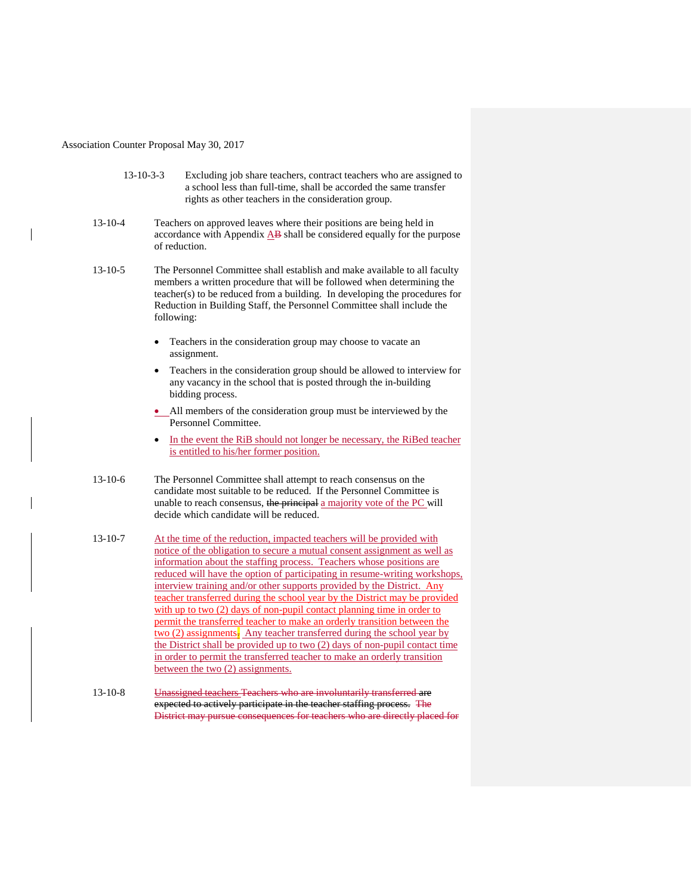Association Counter Proposal May 30, 2017

13-10-3-3 Excluding job share teachers, contract teachers who are assigned to a school less than full-time, shall be accorded the same transfer rights as other teachers in the consideration group.

13-10-4 Teachers on approved leaves where their positions are being held in accordance with Appendix ~~A~~B shall be considered equally for the purpose of reduction.

13-10-5 The Personnel Committee shall establish and make available to all faculty members a written procedure that will be followed when determining the teacher(s) to be reduced from a building. In developing the procedures for Reduction in Building Staff, the Personnel Committee shall include the following:

- Teachers in the consideration group may choose to vacate an assignment.
- Teachers in the consideration group should be allowed to interview for any vacancy in the school that is posted through the in-building bidding process.
- All members of the consideration group must be interviewed by the Personnel Committee.
- In the event the RiB should not longer be necessary, the RiBed teacher is entitled to his/her former position.

13-10-6 The Personnel Committee shall attempt to reach consensus on the candidate most suitable to be reduced. If the Personnel Committee is unable to reach consensus, ~~the principal~~ a majority vote of the PC will decide which candidate will be reduced.

13-10-7 At the time of the reduction, impacted teachers will be provided with notice of the obligation to secure a mutual consent assignment as well as information about the staffing process. Teachers whose positions are reduced will have the option of participating in resume-writing workshops, interview training and/or other supports provided by the District. Any teacher transferred during the school year by the District may be provided with up to two (2) days of non-pupil contact planning time in order to permit the transferred teacher to make an orderly transition between the two (2) assignments. Any teacher transferred during the school year by the District shall be provided up to two (2) days of non-pupil contact time in order to permit the transferred teacher to make an orderly transition between the two (2) assignments.

13-10-8 ~~Unassigned teachers Teachers who are involuntarily transferred are expected to actively participate in the teacher staffing process. The District may pursue consequences for teachers who are directly placed for~~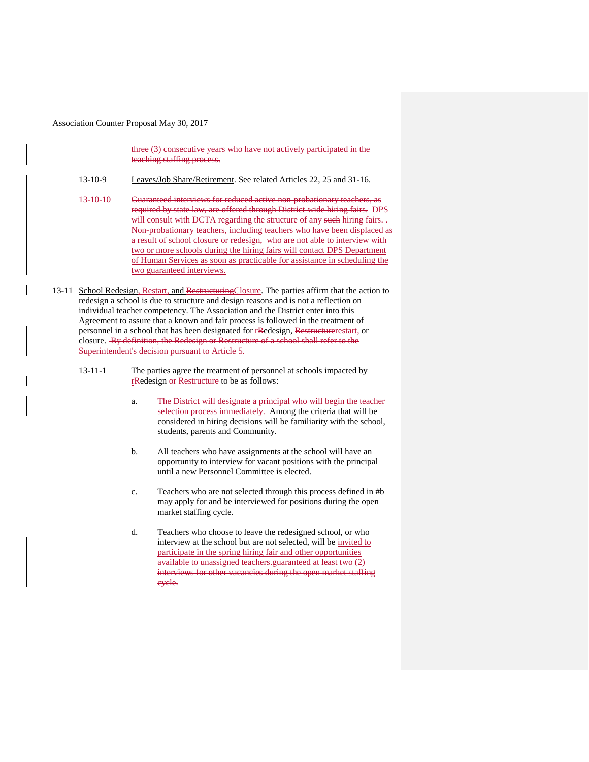three (3) consecutive years who have not actively participated in the teaching staffing process.

13-10-9 Leaves/Job Share/Retirement. See related Articles 22, 25 and 31-16.

13-10-10 Guaranteed interviews for reduced active non-probationary teachers, as required by state law, are offered through District-wide hiring fairs. DPS will consult with DCTA regarding the structure of any such hiring fairs. . Non-probationary teachers, including teachers who have been displaced as a result of school closure or redesign, who are not able to interview with two or more schools during the hiring fairs will contact DPS Department of Human Services as soon as practicable for assistance in scheduling the two guaranteed interviews.

13-11 School Redesign, Restart, and RestructuringClosure. The parties affirm that the action to redesign a school is due to structure and design reasons and is not a reflection on individual teacher competency. The Association and the District enter into this Agreement to assure that a known and fair process is followed in the treatment of personnel in a school that has been designated for rRedesign, Restructurerestart, or closure. By definition, the Redesign or Restructure of a school shall refer to the Superintendent's decision pursuant to Article 5.

13-11-1 The parties agree the treatment of personnel at schools impacted by rRedesign or Restructure to be as follows:

a. The District will designate a principal who will begin the teacher selection process immediately. Among the criteria that will be considered in hiring decisions will be familiarity with the school, students, parents and Community.

b. All teachers who have assignments at the school will have an opportunity to interview for vacant positions with the principal until a new Personnel Committee is elected.

c. Teachers who are not selected through this process defined in #b may apply for and be interviewed for positions during the open market staffing cycle.

d. Teachers who choose to leave the redesigned school, or who interview at the school but are not selected, will be invited to participate in the spring hiring fair and other opportunities available to unassigned teachers.guaranteed at least two (2) interviews for other vacancies during the open market staffing cycle.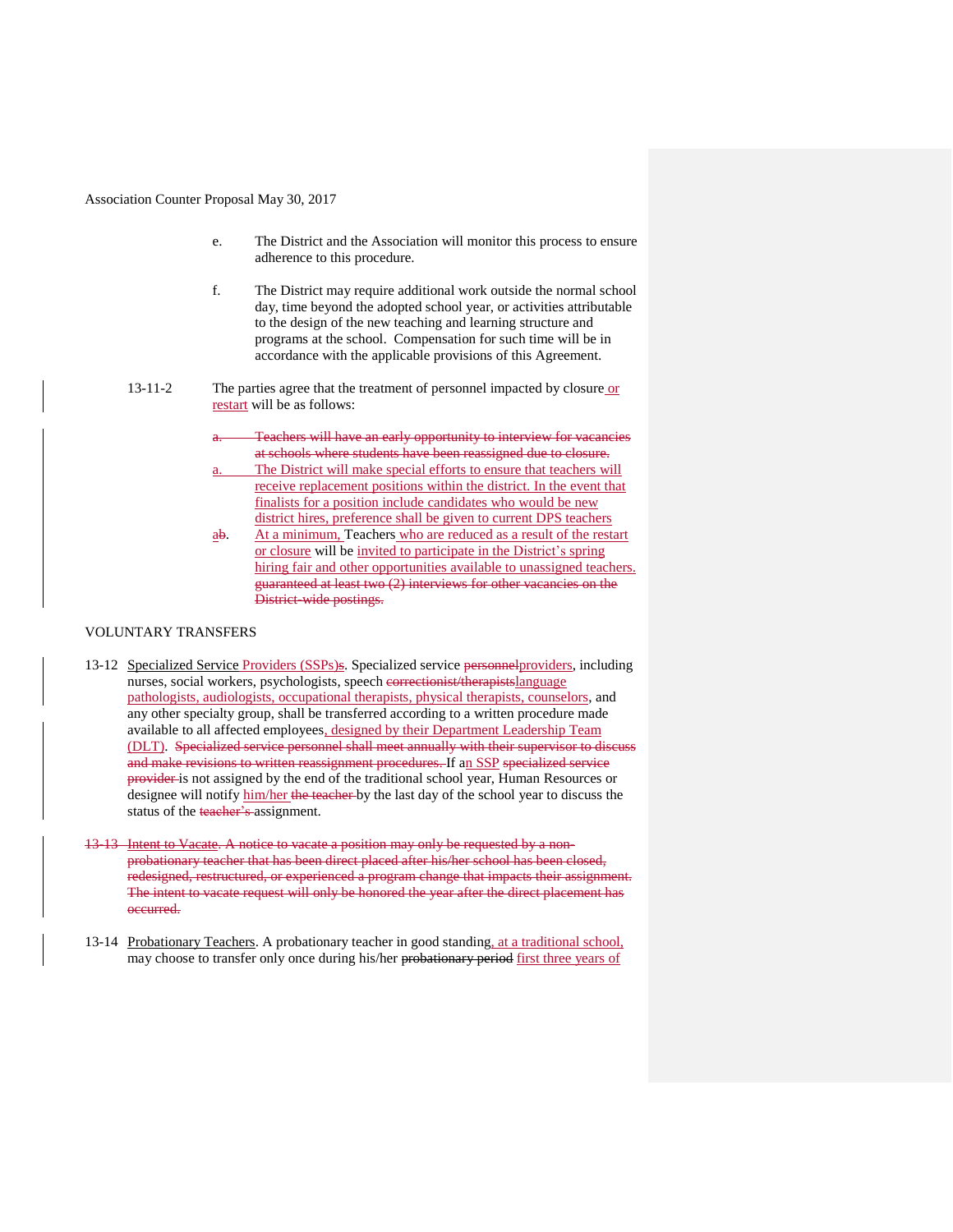Association Counter Proposal May 30, 2017

e. The District and the Association will monitor this process to ensure adherence to this procedure.

f. The District may require additional work outside the normal school day, time beyond the adopted school year, or activities attributable to the design of the new teaching and learning structure and programs at the school. Compensation for such time will be in accordance with the applicable provisions of this Agreement.

13-11-2 The parties agree that the treatment of personnel impacted by closure or restart will be as follows:

~~a. Teachers will have an early opportunity to interview for vacancies at schools where students have been reassigned due to closure.~~

a. The District will make special efforts to ensure that teachers will receive replacement positions within the district. In the event that finalists for a position include candidates who would be new district hires, preference shall be given to current DPS teachers

a~~b~~. At a minimum, Teachers who are reduced as a result of the restart or closure will be invited to participate in the District's spring hiring fair and other opportunities available to unassigned teachers. ~~guaranteed at least two (2) interviews for other vacancies on the District-wide postings.~~

VOLUNTARY TRANSFERS

13-12 Specialized Service Providers (SSPs)~~s~~. Specialized service ~~personnel~~providers, including nurses, social workers, psychologists, speech ~~correctionist/therapists~~language pathologists, audiologists, occupational therapists, physical therapists, counselors, and any other specialty group, shall be transferred according to a written procedure made available to all affected employees, designed by their Department Leadership Team (DLT). ~~Specialized service personnel shall meet annually with their supervisor to discuss and make revisions to written reassignment procedures.~~ If an SSP ~~specialized service provider~~ is not assigned by the end of the traditional school year, Human Resources or designee will notify him/her ~~the teacher~~ by the last day of the school year to discuss the status of the ~~teacher's~~ assignment.

~~13-13 Intent to Vacate. A notice to vacate a position may only be requested by a non-probationary teacher that has been direct placed after his/her school has been closed, redesigned, restructured, or experienced a program change that impacts their assignment. The intent to vacate request will only be honored the year after the direct placement has occurred.~~

13-14 Probationary Teachers. A probationary teacher in good standing, at a traditional school, may choose to transfer only once during his/her ~~probationary period~~ first three years of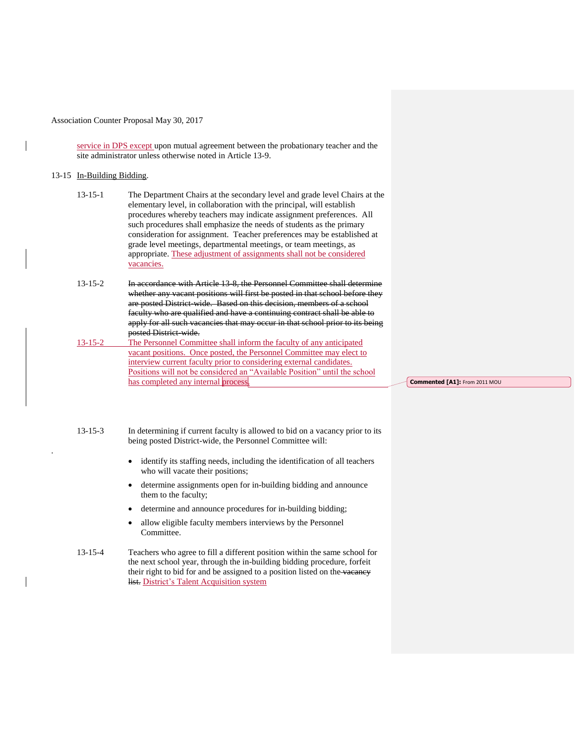service in DPS except upon mutual agreement between the probationary teacher and the site administrator unless otherwise noted in Article 13-9.

13-15 In-Building Bidding.

13-15-1 The Department Chairs at the secondary level and grade level Chairs at the elementary level, in collaboration with the principal, will establish procedures whereby teachers may indicate assignment preferences. All such procedures shall emphasize the needs of students as the primary consideration for assignment. Teacher preferences may be established at grade level meetings, departmental meetings, or team meetings, as appropriate. These adjustment of assignments shall not be considered vacancies.

13-15-2 ~~In accordance with Article 13-8, the Personnel Committee shall determine whether any vacant positions will first be posted in that school before they are posted District-wide. Based on this decision, members of a school faculty who are qualified and have a continuing contract shall be able to apply for all such vacancies that may occur in that school prior to its being posted District-wide.~~

13-15-2 The Personnel Committee shall inform the faculty of any anticipated vacant positions. Once posted, the Personnel Committee may elect to interview current faculty prior to considering external candidates. Positions will not be considered an "Available Position" until the school has completed any internal process.

Commented [A1]: From 2011 MOU

13-15-3 In determining if current faculty is allowed to bid on a vacancy prior to its being posted District-wide, the Personnel Committee will:

- identify its staffing needs, including the identification of all teachers who will vacate their positions;
- determine assignments open for in-building bidding and announce them to the faculty;
- determine and announce procedures for in-building bidding;
- allow eligible faculty members interviews by the Personnel Committee.

13-15-4 Teachers who agree to fill a different position within the same school for the next school year, through the in-building bidding procedure, forfeit their right to bid for and be assigned to a position listed on the ~~vacancy list.~~ District's Talent Acquisition system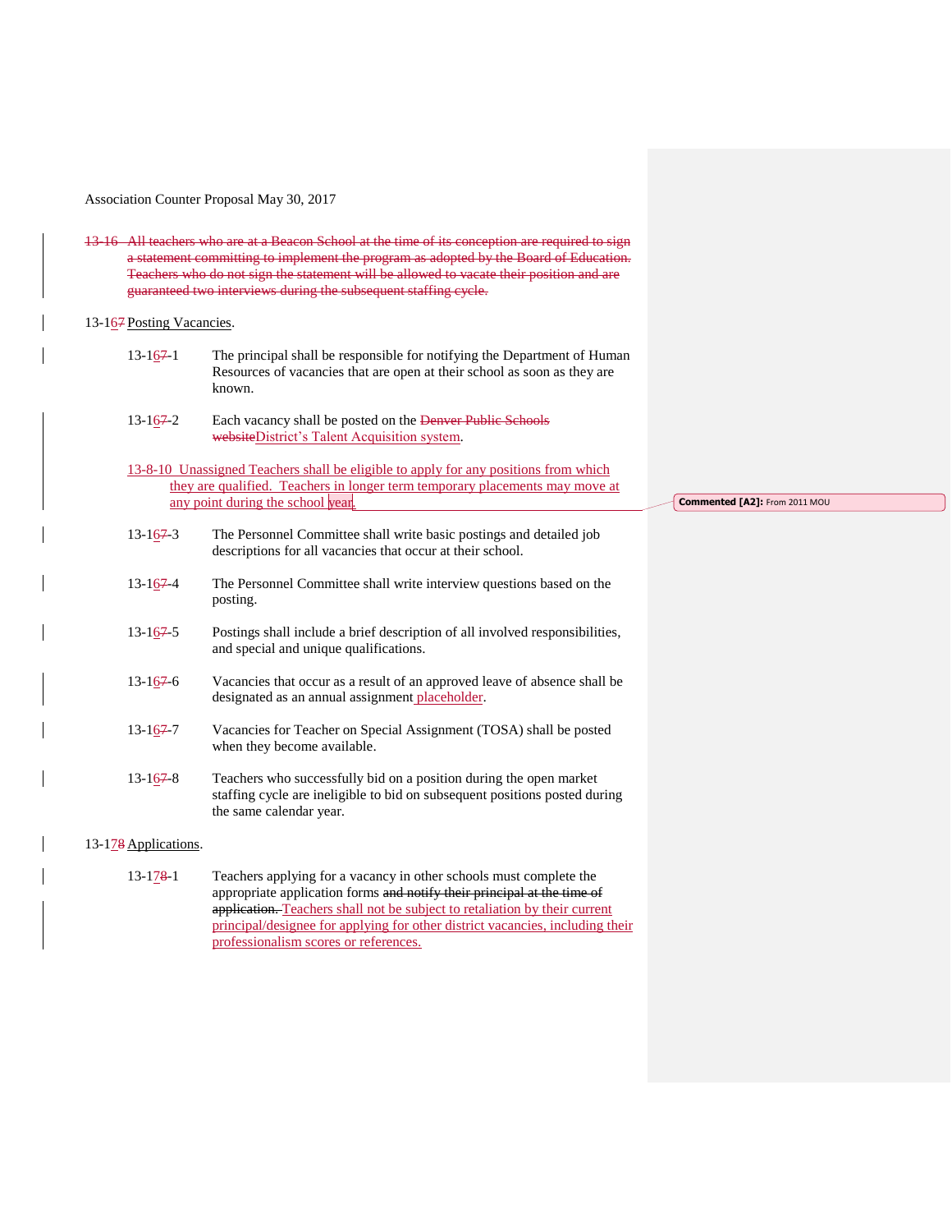Association Counter Proposal May 30, 2017

~~13-16 All teachers who are at a Beacon School at the time of its conception are required to sign a statement committing to implement the program as adopted by the Board of Education. Teachers who do not sign the statement will be allowed to vacate their position and are guaranteed two interviews during the subsequent staffing cycle.~~

13-16~~7~~ Posting Vacancies.

13-16~~7~~-1 The principal shall be responsible for notifying the Department of Human Resources of vacancies that are open at their school as soon as they are known.

13-16~~7~~-2 Each vacancy shall be posted on the ~~Denver Public Schools website~~District's Talent Acquisition system.

13-8-10 Unassigned Teachers shall be eligible to apply for any positions from which they are qualified. Teachers in longer term temporary placements may move at any point during the school year.

Commented [A2]: From 2011 MOU

13-16~~7~~-3 The Personnel Committee shall write basic postings and detailed job descriptions for all vacancies that occur at their school.

13-16~~7~~-4 The Personnel Committee shall write interview questions based on the posting.

13-16~~7~~-5 Postings shall include a brief description of all involved responsibilities, and special and unique qualifications.

13-16~~7~~-6 Vacancies that occur as a result of an approved leave of absence shall be designated as an annual assignment placeholder.

13-16~~7~~-7 Vacancies for Teacher on Special Assignment (TOSA) shall be posted when they become available.

13-16~~7~~-8 Teachers who successfully bid on a position during the open market staffing cycle are ineligible to bid on subsequent positions posted during the same calendar year.

13-17~~8~~ Applications.

13-17~~8~~-1 Teachers applying for a vacancy in other schools must complete the appropriate application forms ~~and notify their principal at the time of application.~~ Teachers shall not be subject to retaliation by their current principal/designee for applying for other district vacancies, including their professionalism scores or references.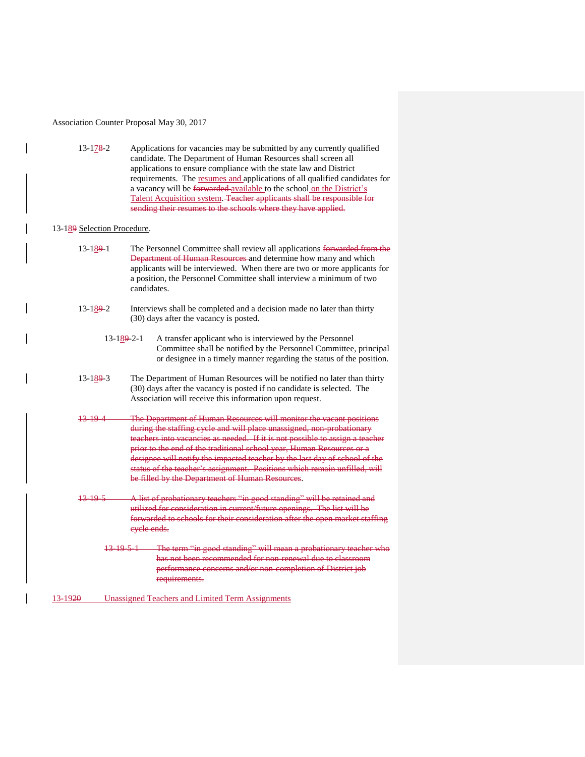13-17~~8~~-2 Applications for vacancies may be submitted by any currently qualified candidate. The Department of Human Resources shall screen all applications to ensure compliance with the state law and District requirements. The resumes and applications of all qualified candidates for a vacancy will be ~~forwarded~~ available to the school on the District's Talent Acquisition system. ~~Teacher applicants shall be responsible for sending their resumes to the schools where they have applied.~~

13-18~~9~~ Selection Procedure.

13-18~~9~~-1 The Personnel Committee shall review all applications ~~forwarded from the Department of Human Resources~~ and determine how many and which applicants will be interviewed. When there are two or more applicants for a position, the Personnel Committee shall interview a minimum of two candidates.

13-18~~9~~-2 Interviews shall be completed and a decision made no later than thirty (30) days after the vacancy is posted.

13-18~~9~~-2-1 A transfer applicant who is interviewed by the Personnel Committee shall be notified by the Personnel Committee, principal or designee in a timely manner regarding the status of the position.

13-18~~9~~-3 The Department of Human Resources will be notified no later than thirty (30) days after the vacancy is posted if no candidate is selected. The Association will receive this information upon request.

~~13-19-4 The Department of Human Resources will monitor the vacant positions during the staffing cycle and will place unassigned, non-probationary teachers into vacancies as needed. If it is not possible to assign a teacher prior to the end of the traditional school year, Human Resources or a designee will notify the impacted teacher by the last day of school of the status of the teacher's assignment. Positions which remain unfilled, will be filled by the Department of Human Resources~~.

~~13-19-5 A list of probationary teachers "in good standing" will be retained and utilized for consideration in current/future openings. The list will be forwarded to schools for their consideration after the open market staffing cycle ends.~~

~~13-19-5-1 The term "in good standing" will mean a probationary teacher who has not been recommended for non-renewal due to classroom performance concerns and/or non-completion of District job requirements.~~

13-19~~20~~ Unassigned Teachers and Limited Term Assignments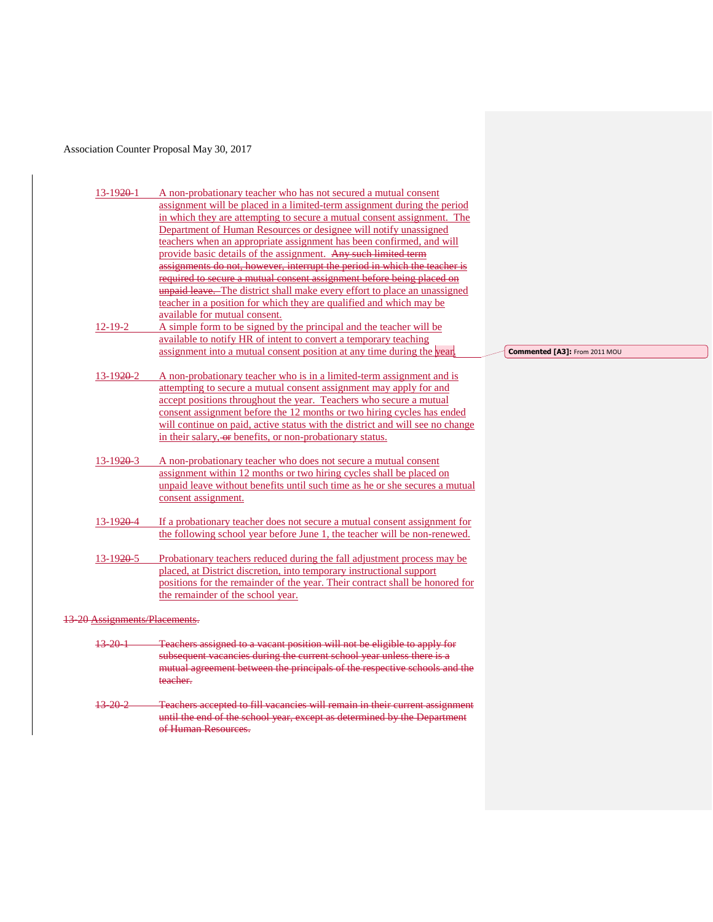Association Counter Proposal May 30, 2017

13-1920-1 A non-probationary teacher who has not secured a mutual consent assignment will be placed in a limited-term assignment during the period in which they are attempting to secure a mutual consent assignment. The Department of Human Resources or designee will notify unassigned teachers when an appropriate assignment has been confirmed, and will provide basic details of the assignment. ~~Any such limited term assignments do not, however, interrupt the period in which the teacher is required to secure a mutual consent assignment before being placed on unpaid leave.~~ The district shall make every effort to place an unassigned teacher in a position for which they are qualified and which may be available for mutual consent.

12-19-2 A simple form to be signed by the principal and the teacher will be available to notify HR of intent to convert a temporary teaching assignment into a mutual consent position at any time during the year.

Commented [A3]: From 2011 MOU

13-1920-2 A non-probationary teacher who is in a limited-term assignment and is attempting to secure a mutual consent assignment may apply for and accept positions throughout the year. Teachers who secure a mutual consent assignment before the 12 months or two hiring cycles has ended will continue on paid, active status with the district and will see no change in their salary, ~~or~~ benefits, or non-probationary status.

13-1920-3 A non-probationary teacher who does not secure a mutual consent assignment within 12 months or two hiring cycles shall be placed on unpaid leave without benefits until such time as he or she secures a mutual consent assignment.

13-1920-4 If a probationary teacher does not secure a mutual consent assignment for the following school year before June 1, the teacher will be non-renewed.

13-1920-5 Probationary teachers reduced during the fall adjustment process may be placed, at District discretion, into temporary instructional support positions for the remainder of the year. Their contract shall be honored for the remainder of the school year.

~~13-20 Assignments/Placements.~~

~~13-20-1 Teachers assigned to a vacant position will not be eligible to apply for subsequent vacancies during the current school year unless there is a mutual agreement between the principals of the respective schools and the teacher.~~

~~13-20-2 Teachers accepted to fill vacancies will remain in their current assignment until the end of the school year, except as determined by the Department of Human Resources.~~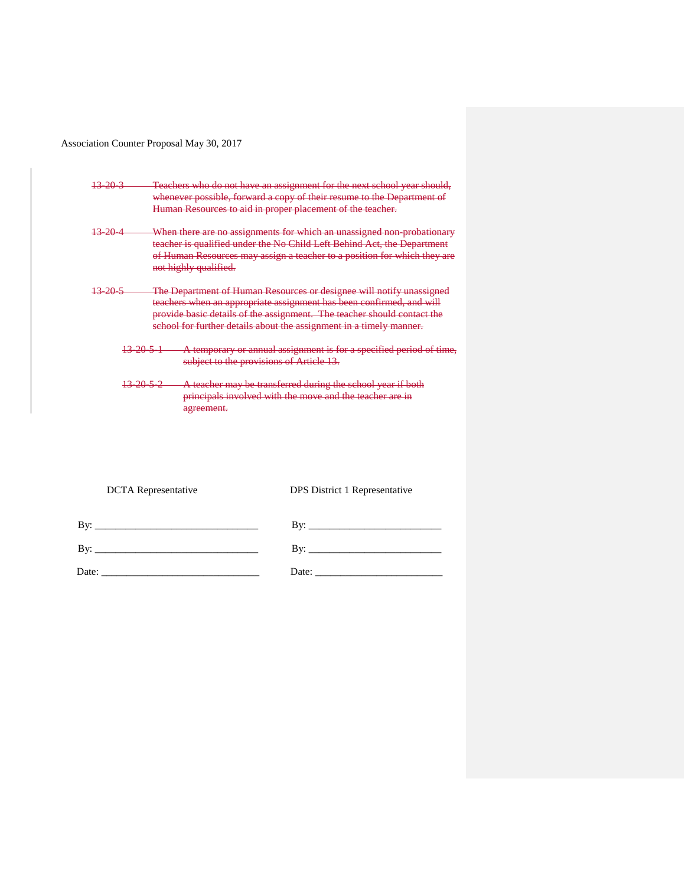Association Counter Proposal May 30, 2017

~~13-20-3 Teachers who do not have an assignment for the next school year should, whenever possible, forward a copy of their resume to the Department of Human Resources to aid in proper placement of the teacher.~~

~~13-20-4 When there are no assignments for which an unassigned non-probationary teacher is qualified under the No Child Left Behind Act, the Department of Human Resources may assign a teacher to a position for which they are not highly qualified.~~

~~13-20-5 The Department of Human Resources or designee will notify unassigned teachers when an appropriate assignment has been confirmed, and will provide basic details of the assignment. The teacher should contact the school for further details about the assignment in a timely manner.~~

~~13-20-5-1 A temporary or annual assignment is for a specified period of time, subject to the provisions of Article 13.~~

~~13-20-5-2 A teacher may be transferred during the school year if both principals involved with the move and the teacher are in agreement.~~

| DCTA Representative | DPS District 1 Representative |
| --- | --- |
| By: ______________________________ | By: ________________________ |
| By: ______________________________ | By: ________________________ |
| Date: _____________________________ | Date: ________________________ |